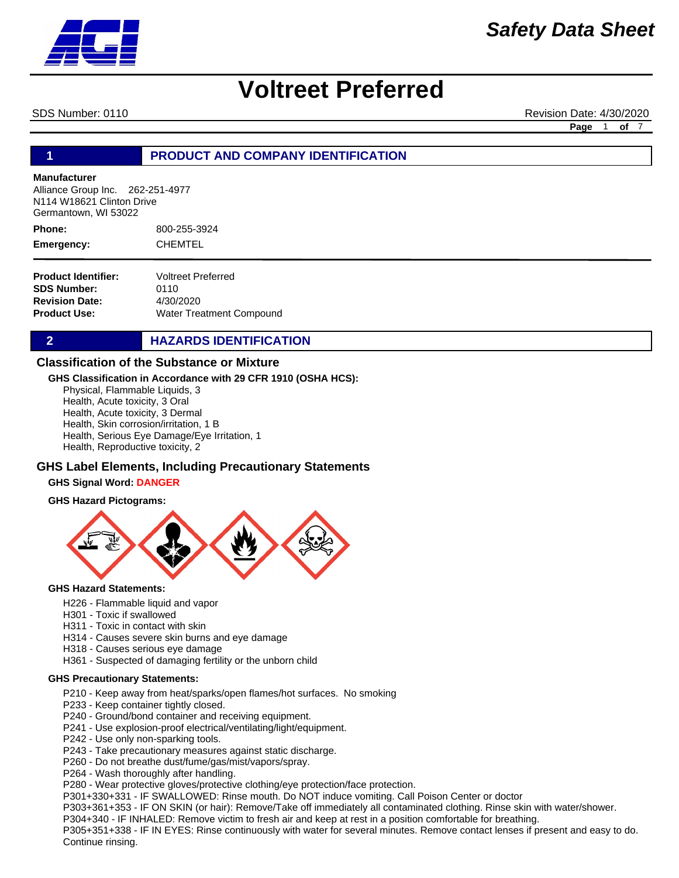# Voltreet Preferred

SDS Number: 0110 Revision Date: 4/30/2020

## 1 PRODUCT AND COMPANY IDENTIFICATION

**Manufacturer**
Alliance Group Inc. 262-251-4977
N114 W18621 Clinton Drive
Germantown, WI 53022

**Phone:** 800-255-3924
**Emergency:** CHEMTEL

**Product Identifier:** Voltreet Preferred
**SDS Number:** 0110
**Revision Date:** 4/30/2020
**Product Use:** Water Treatment Compound

## 2 HAZARDS IDENTIFICATION

### Classification of the Substance or Mixture

**GHS Classification in Accordance with 29 CFR 1910 (OSHA HCS):**

- Physical, Flammable Liquids, 3
- Health, Acute toxicity, 3 Oral
- Health, Acute toxicity, 3 Dermal
- Health, Skin corrosion/irritation, 1 B
- Health, Serious Eye Damage/Eye Irritation, 1
- Health, Reproductive toxicity, 2

### GHS Label Elements, Including Precautionary Statements

**GHS Signal Word:** **DANGER**

**GHS Hazard Pictograms:**

**GHS Hazard Statements:**

- H226 - Flammable liquid and vapor
- H301 - Toxic if swallowed
- H311 - Toxic in contact with skin
- H314 - Causes severe skin burns and eye damage
- H318 - Causes serious eye damage
- H361 - Suspected of damaging fertility or the unborn child

**GHS Precautionary Statements:**

- P210 - Keep away from heat/sparks/open flames/hot surfaces. No smoking
- P233 - Keep container tightly closed.
- P240 - Ground/bond container and receiving equipment.
- P241 - Use explosion-proof electrical/ventilating/light/equipment.
- P242 - Use only non-sparking tools.
- P243 - Take precautionary measures against static discharge.
- P260 - Do not breathe dust/fume/gas/mist/vapors/spray.
- P264 - Wash thoroughly after handling.
- P280 - Wear protective gloves/protective clothing/eye protection/face protection.
- P301+330+331 - IF SWALLOWED: Rinse mouth. Do NOT induce vomiting. Call Poison Center or doctor
- P303+361+353 - IF ON SKIN (or hair): Remove/Take off immediately all contaminated clothing. Rinse skin with water/shower.
- P304+340 - IF INHALED: Remove victim to fresh air and keep at rest in a position comfortable for breathing.
- P305+351+338 - IF IN EYES: Rinse continuously with water for several minutes. Remove contact lenses if present and easy to do. Continue rinsing.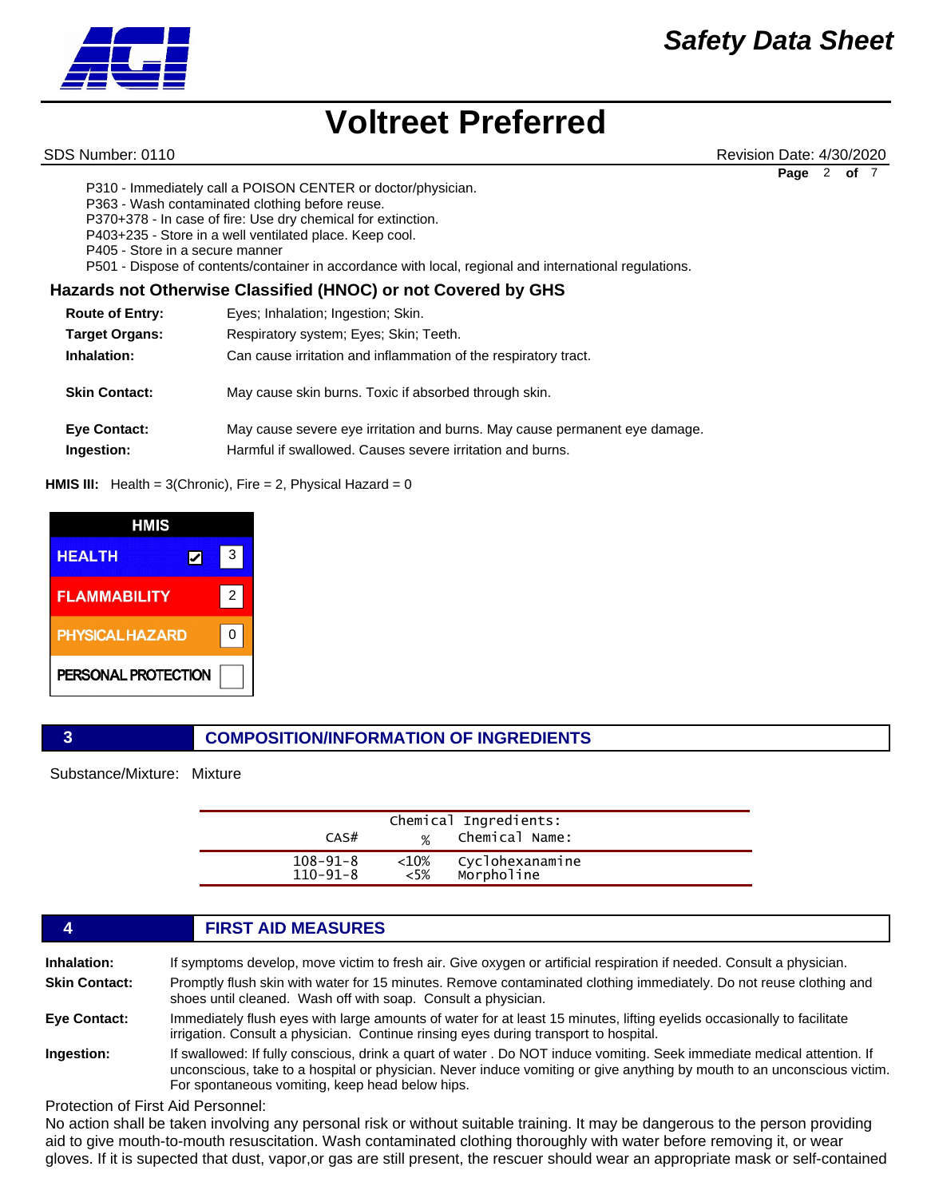P310 - Immediately call a POISON CENTER or doctor/physician.
P363 - Wash contaminated clothing before reuse.
P370+378 - In case of fire: Use dry chemical for extinction.
P403+235 - Store in a well ventilated place. Keep cool.
P405 - Store in a secure manner
P501 - Dispose of contents/container in accordance with local, regional and international regulations.

### Hazards not Otherwise Classified (HNOC) or not Covered by GHS

**Route of Entry:** Eyes; Inhalation; Ingestion; Skin.

**Target Organs:** Respiratory system; Eyes; Skin; Teeth.

**Inhalation:** Can cause irritation and inflammation of the respiratory tract.

**Skin Contact:** May cause skin burns. Toxic if absorbed through skin.

**Eye Contact:** May cause severe eye irritation and burns. May cause permanent eye damage.

**Ingestion:** Harmful if swallowed. Causes severe irritation and burns.

**HMIS III:** Health = 3(Chronic), Fire = 2, Physical Hazard = 0

| HMIS | |
|---|---|
| HEALTH ☑ | 3 |
| FLAMMABILITY | 2 |
| PHYSICAL HAZARD | 0 |
| PERSONAL PROTECTION | |

## 3 COMPOSITION/INFORMATION OF INGREDIENTS

Substance/Mixture: Mixture

Chemical Ingredients:

| CAS# | % | Chemical Name: |
|---|---|---|
| 108-91-8 | <10% | Cyclohexanamine |
| 110-91-8 | <5% | Morpholine |

## 4 FIRST AID MEASURES

**Inhalation:** If symptoms develop, move victim to fresh air. Give oxygen or artificial respiration if needed. Consult a physician.

**Skin Contact:** Promptly flush skin with water for 15 minutes. Remove contaminated clothing immediately. Do not reuse clothing and shoes until cleaned. Wash off with soap. Consult a physician.

**Eye Contact:** Immediately flush eyes with large amounts of water for at least 15 minutes, lifting eyelids occasionally to facilitate irrigation. Consult a physician. Continue rinsing eyes during transport to hospital.

**Ingestion:** If swallowed: If fully conscious, drink a quart of water . Do NOT induce vomiting. Seek immediate medical attention. If unconscious, take to a hospital or physician. Never induce vomiting or give anything by mouth to an unconscious victim. For spontaneous vomiting, keep head below hips.

Protection of First Aid Personnel:
No action shall be taken involving any personal risk or without suitable training. It may be dangerous to the person providing aid to give mouth-to-mouth resuscitation. Wash contaminated clothing thoroughly with water before removing it, or wear gloves. If it is supected that dust, vapor,or gas are still present, the rescuer should wear an appropriate mask or self-contained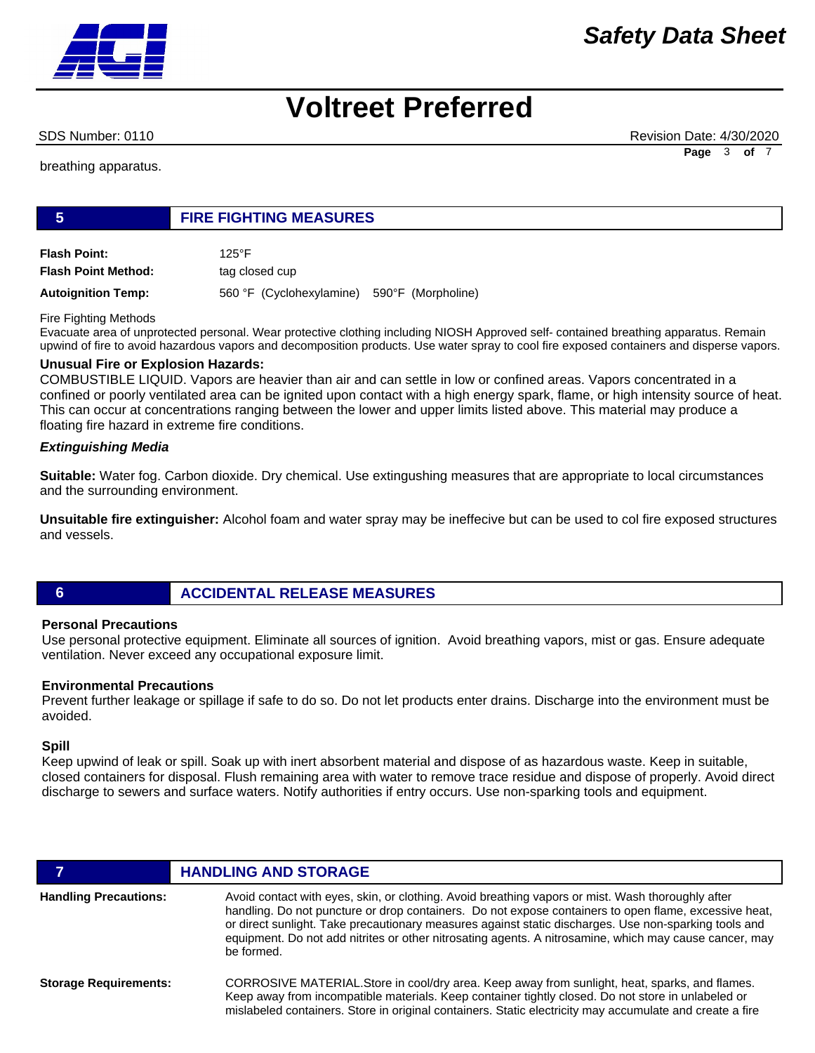breathing apparatus.

## 5 FIRE FIGHTING MEASURES

**Flash Point:** 125°F

**Flash Point Method:** tag closed cup

**Autoignition Temp:** 560 °F (Cyclohexylamine) 590°F (Morpholine)

Fire Fighting Methods

Evacuate area of unprotected personal. Wear protective clothing including NIOSH Approved self- contained breathing apparatus. Remain upwind of fire to avoid hazardous vapors and decomposition products. Use water spray to cool fire exposed containers and disperse vapors.

**Unusual Fire or Explosion Hazards:**

COMBUSTIBLE LIQUID. Vapors are heavier than air and can settle in low or confined areas. Vapors concentrated in a confined or poorly ventilated area can be ignited upon contact with a high energy spark, flame, or high intensity source of heat. This can occur at concentrations ranging between the lower and upper limits listed above. This material may produce a floating fire hazard in extreme fire conditions.

***Extinguishing Media***

**Suitable:** Water fog. Carbon dioxide. Dry chemical. Use extingushing measures that are appropriate to local circumstances and the surrounding environment.

**Unsuitable fire extinguisher:** Alcohol foam and water spray may be ineffecive but can be used to col fire exposed structures and vessels.

## 6 ACCIDENTAL RELEASE MEASURES

**Personal Precautions**

Use personal protective equipment. Eliminate all sources of ignition. Avoid breathing vapors, mist or gas. Ensure adequate ventilation. Never exceed any occupational exposure limit.

**Environmental Precautions**

Prevent further leakage or spillage if safe to do so. Do not let products enter drains. Discharge into the environment must be avoided.

**Spill**

Keep upwind of leak or spill. Soak up with inert absorbent material and dispose of as hazardous waste. Keep in suitable, closed containers for disposal. Flush remaining area with water to remove trace residue and dispose of properly. Avoid direct discharge to sewers and surface waters. Notify authorities if entry occurs. Use non-sparking tools and equipment.

## 7 HANDLING AND STORAGE

**Handling Precautions:** Avoid contact with eyes, skin, or clothing. Avoid breathing vapors or mist. Wash thoroughly after handling. Do not puncture or drop containers. Do not expose containers to open flame, excessive heat, or direct sunlight. Take precautionary measures against static discharges. Use non-sparking tools and equipment. Do not add nitrites or other nitrosating agents. A nitrosamine, which may cause cancer, may be formed.

**Storage Requirements:** CORROSIVE MATERIAL.Store in cool/dry area. Keep away from sunlight, heat, sparks, and flames. Keep away from incompatible materials. Keep container tightly closed. Do not store in unlabeled or mislabeled containers. Store in original containers. Static electricity may accumulate and create a fire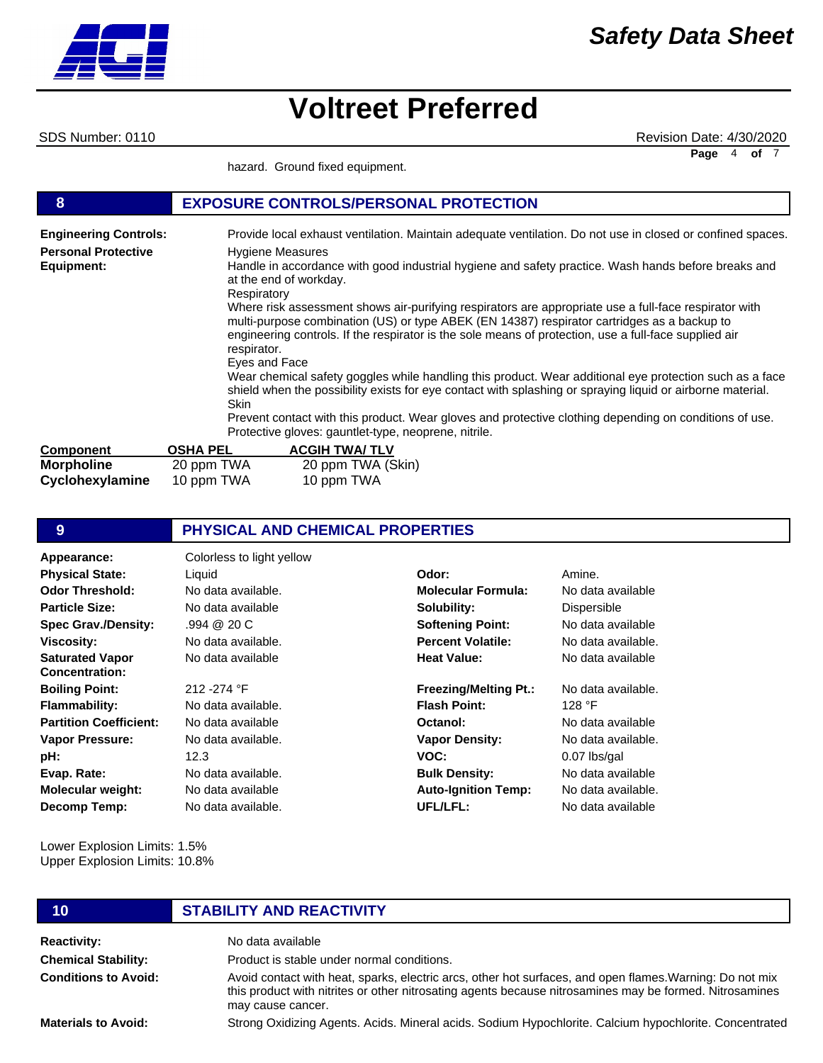hazard. Ground fixed equipment.

## 8 EXPOSURE CONTROLS/PERSONAL PROTECTION

**Engineering Controls:** Provide local exhaust ventilation. Maintain adequate ventilation. Do not use in closed or confined spaces.

**Personal Protective Equipment:**

Hygiene Measures
Handle in accordance with good industrial hygiene and safety practice. Wash hands before breaks and at the end of workday.

Respiratory
Where risk assessment shows air-purifying respirators are appropriate use a full-face respirator with multi-purpose combination (US) or type ABEK (EN 14387) respirator cartridges as a backup to engineering controls. If the respirator is the sole means of protection, use a full-face supplied air respirator.

Eyes and Face
Wear chemical safety goggles while handling this product. Wear additional eye protection such as a face shield when the possibility exists for eye contact with splashing or spraying liquid or airborne material.

Skin
Prevent contact with this product. Wear gloves and protective clothing depending on conditions of use. Protective gloves: gauntlet-type, neoprene, nitrile.

| Component | OSHA PEL | ACGIH TWA/ TLV |
|---|---|---|
| **Morpholine** | 20 ppm TWA | 20 ppm TWA (Skin) |
| **Cyclohexylamine** | 10 ppm TWA | 10 ppm TWA |

## 9 PHYSICAL AND CHEMICAL PROPERTIES

| | | | |
|---|---|---|---|
| **Appearance:** | Colorless to light yellow | | |
| **Physical State:** | Liquid | **Odor:** | Amine. |
| **Odor Threshold:** | No data available. | **Molecular Formula:** | No data available |
| **Particle Size:** | No data available | **Solubility:** | Dispersible |
| **Spec Grav./Density:** | .994 @ 20 C | **Softening Point:** | No data available |
| **Viscosity:** | No data available. | **Percent Volatile:** | No data available. |
| **Saturated Vapor Concentration:** | No data available | **Heat Value:** | No data available |
| **Boiling Point:** | 212 -274 °F | **Freezing/Melting Pt.:** | No data available. |
| **Flammability:** | No data available. | **Flash Point:** | 128 °F |
| **Partition Coefficient:** | No data available | **Octanol:** | No data available |
| **Vapor Pressure:** | No data available. | **Vapor Density:** | No data available. |
| **pH:** | 12.3 | **VOC:** | 0.07 lbs/gal |
| **Evap. Rate:** | No data available. | **Bulk Density:** | No data available |
| **Molecular weight:** | No data available | **Auto-Ignition Temp:** | No data available. |
| **Decomp Temp:** | No data available. | **UFL/LFL:** | No data available |

Lower Explosion Limits: 1.5%
Upper Explosion Limits: 10.8%

## 10 STABILITY AND REACTIVITY

**Reactivity:** No data available

**Chemical Stability:** Product is stable under normal conditions.

**Conditions to Avoid:** Avoid contact with heat, sparks, electric arcs, other hot surfaces, and open flames.Warning: Do not mix this product with nitrites or other nitrosating agents because nitrosamines may be formed. Nitrosamines may cause cancer.

**Materials to Avoid:** Strong Oxidizing Agents. Acids. Mineral acids. Sodium Hypochlorite. Calcium hypochlorite. Concentrated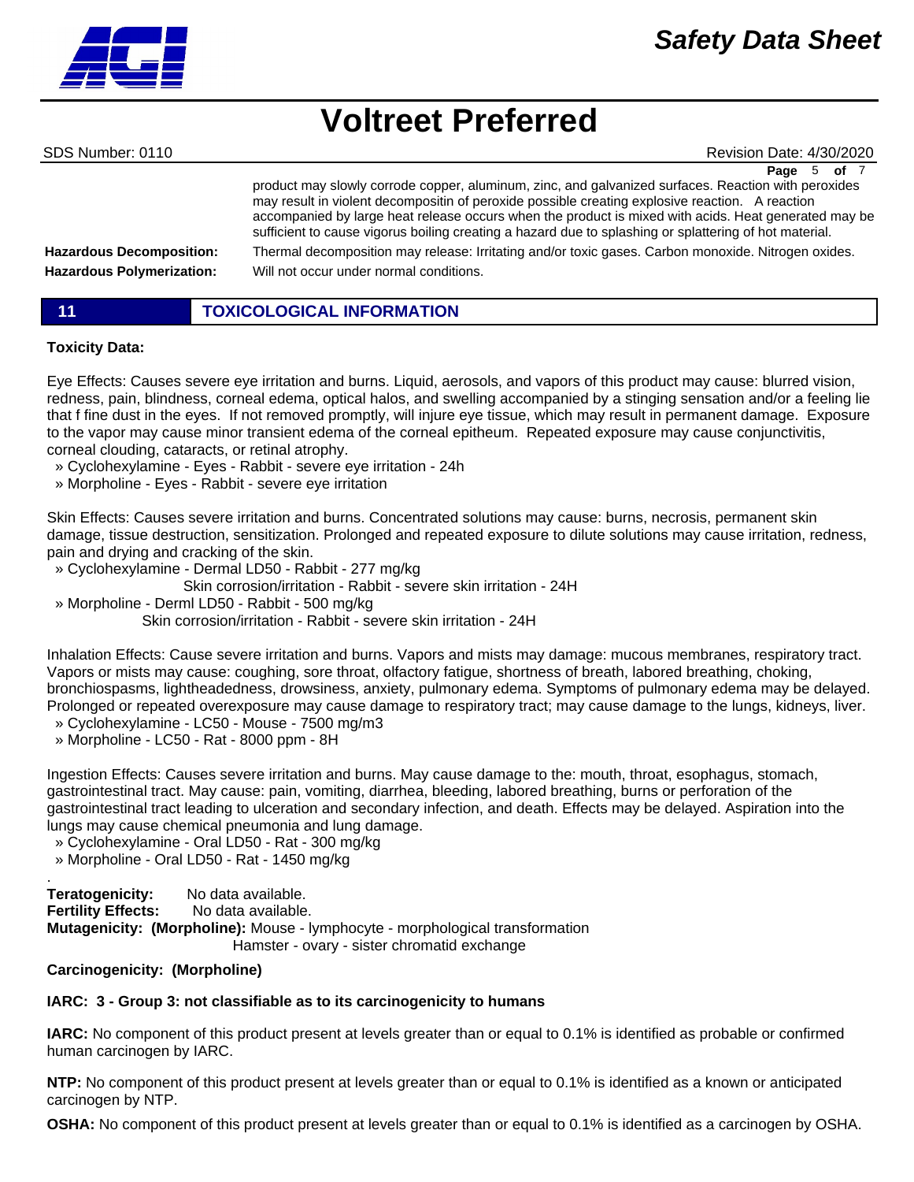product may slowly corrode copper, aluminum, zinc, and galvanized surfaces. Reaction with peroxides may result in violent decompositin of peroxide possible creating explosive reaction. A reaction accompanied by large heat release occurs when the product is mixed with acids. Heat generated may be sufficient to cause vigorous boiling creating a hazard due to splashing or splattering of hot material.

**Hazardous Decomposition:** Thermal decomposition may release: Irritating and/or toxic gases. Carbon monoxide. Nitrogen oxides.

**Hazardous Polymerization:** Will not occur under normal conditions.

## 11 TOXICOLOGICAL INFORMATION

**Toxicity Data:**

Eye Effects: Causes severe eye irritation and burns. Liquid, aerosols, and vapors of this product may cause: blurred vision, redness, pain, blindness, corneal edema, optical halos, and swelling accompanied by a stinging sensation and/or a feeling lie that f fine dust in the eyes. If not removed promptly, will injure eye tissue, which may result in permanent damage. Exposure to the vapor may cause minor transient edema of the corneal epitheum. Repeated exposure may cause conjunctivitis, corneal clouding, cataracts, or retinal atrophy.

» Cyclohexylamine - Eyes - Rabbit - severe eye irritation - 24h
» Morpholine - Eyes - Rabbit - severe eye irritation

Skin Effects: Causes severe irritation and burns. Concentrated solutions may cause: burns, necrosis, permanent skin damage, tissue destruction, sensitization. Prolonged and repeated exposure to dilute solutions may cause irritation, redness, pain and drying and cracking of the skin.

» Cyclohexylamine - Dermal LD50 - Rabbit - 277 mg/kg
  Skin corrosion/irritation - Rabbit - severe skin irritation - 24H
» Morpholine - Derml LD50 - Rabbit - 500 mg/kg
  Skin corrosion/irritation - Rabbit - severe skin irritation - 24H

Inhalation Effects: Cause severe irritation and burns. Vapors and mists may damage: mucous membranes, respiratory tract. Vapors or mists may cause: coughing, sore throat, olfactory fatigue, shortness of breath, labored breathing, choking, bronchiospasms, lightheadedness, drowsiness, anxiety, pulmonary edema. Symptoms of pulmonary edema may be delayed. Prolonged or repeated overexposure may cause damage to respiratory tract; may cause damage to the lungs, kidneys, liver.

» Cyclohexylamine - LC50 - Mouse - 7500 mg/m3
» Morpholine - LC50 - Rat - 8000 ppm - 8H

Ingestion Effects: Causes severe irritation and burns. May cause damage to the: mouth, throat, esophagus, stomach, gastrointestinal tract. May cause: pain, vomiting, diarrhea, bleeding, labored breathing, burns or perforation of the gastrointestinal tract leading to ulceration and secondary infection, and death. Effects may be delayed. Aspiration into the lungs may cause chemical pneumonia and lung damage.

» Cyclohexylamine - Oral LD50 - Rat - 300 mg/kg
» Morpholine - Oral LD50 - Rat - 1450 mg/kg

.

**Teratogenicity:** No data available.
**Fertility Effects:** No data available.
**Mutagenicity: (Morpholine):** Mouse - lymphocyte - morphological transformation
Hamster - ovary - sister chromatid exchange

**Carcinogenicity: (Morpholine)**

**IARC: 3 - Group 3: not classifiable as to its carcinogenicity to humans**

**IARC:** No component of this product present at levels greater than or equal to 0.1% is identified as probable or confirmed human carcinogen by IARC.

**NTP:** No component of this product present at levels greater than or equal to 0.1% is identified as a known or anticipated carcinogen by NTP.

**OSHA:** No component of this product present at levels greater than or equal to 0.1% is identified as a carcinogen by OSHA.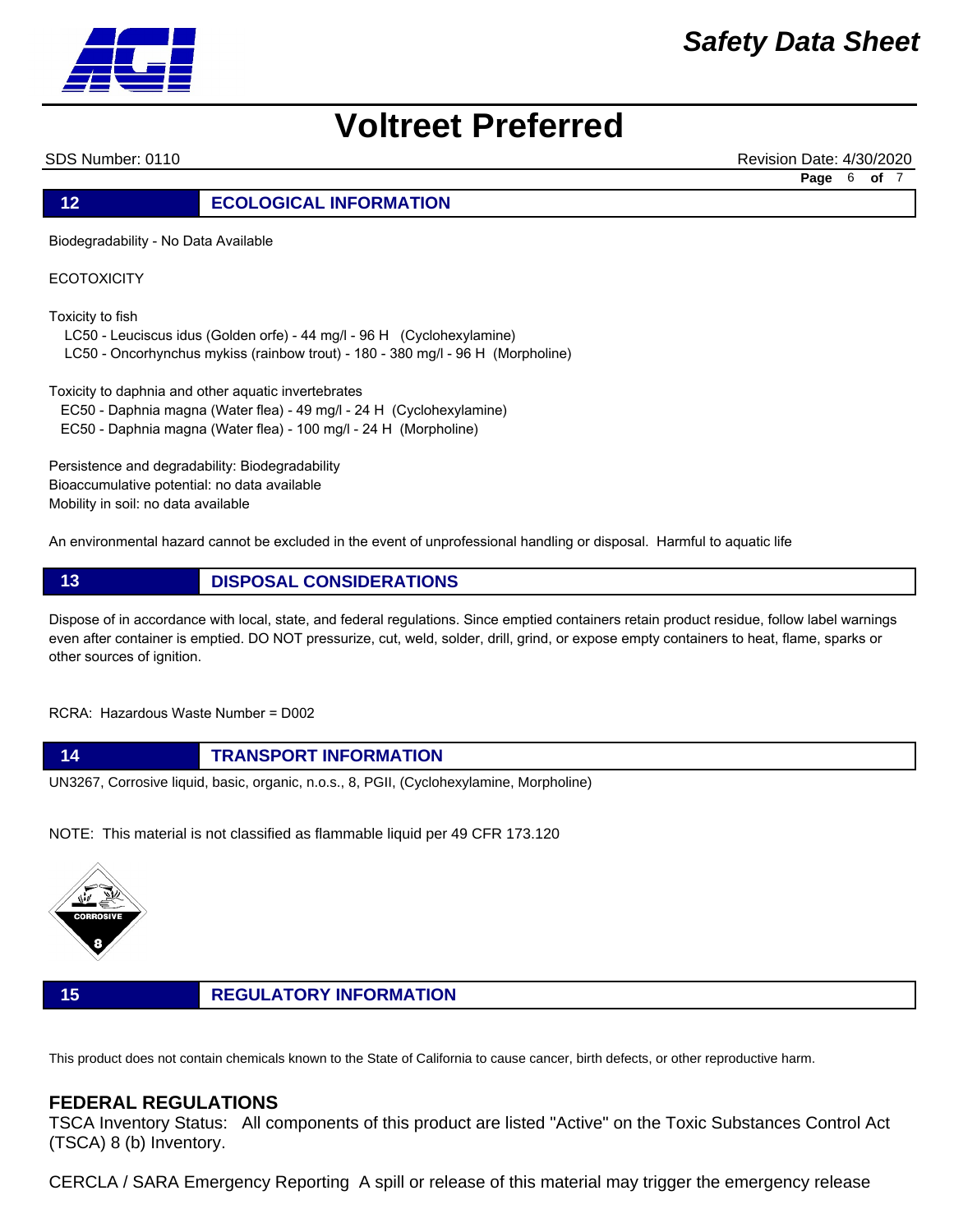## 12 ECOLOGICAL INFORMATION

Biodegradability - No Data Available

ECOTOXICITY

Toxicity to fish

- LC50 - Leuciscus idus (Golden orfe) - 44 mg/l - 96 H (Cyclohexylamine)
- LC50 - Oncorhynchus mykiss (rainbow trout) - 180 - 380 mg/l - 96 H (Morpholine)

Toxicity to daphnia and other aquatic invertebrates

- EC50 - Daphnia magna (Water flea) - 49 mg/l - 24 H (Cyclohexylamine)
- EC50 - Daphnia magna (Water flea) - 100 mg/l - 24 H (Morpholine)

Persistence and degradability: Biodegradability
Bioaccumulative potential: no data available
Mobility in soil: no data available

An environmental hazard cannot be excluded in the event of unprofessional handling or disposal. Harmful to aquatic life

## 13 DISPOSAL CONSIDERATIONS

Dispose of in accordance with local, state, and federal regulations. Since emptied containers retain product residue, follow label warnings even after container is emptied. DO NOT pressurize, cut, weld, solder, drill, grind, or expose empty containers to heat, flame, sparks or other sources of ignition.

RCRA: Hazardous Waste Number = D002

## 14 TRANSPORT INFORMATION

UN3267, Corrosive liquid, basic, organic, n.o.s., 8, PGII, (Cyclohexylamine, Morpholine)

NOTE: This material is not classified as flammable liquid per 49 CFR 173.120

CORROSIVE 8

## 15 REGULATORY INFORMATION

This product does not contain chemicals known to the State of California to cause cancer, birth defects, or other reproductive harm.

### FEDERAL REGULATIONS

TSCA Inventory Status: All components of this product are listed "Active" on the Toxic Substances Control Act (TSCA) 8 (b) Inventory.

CERCLA / SARA Emergency Reporting A spill or release of this material may trigger the emergency release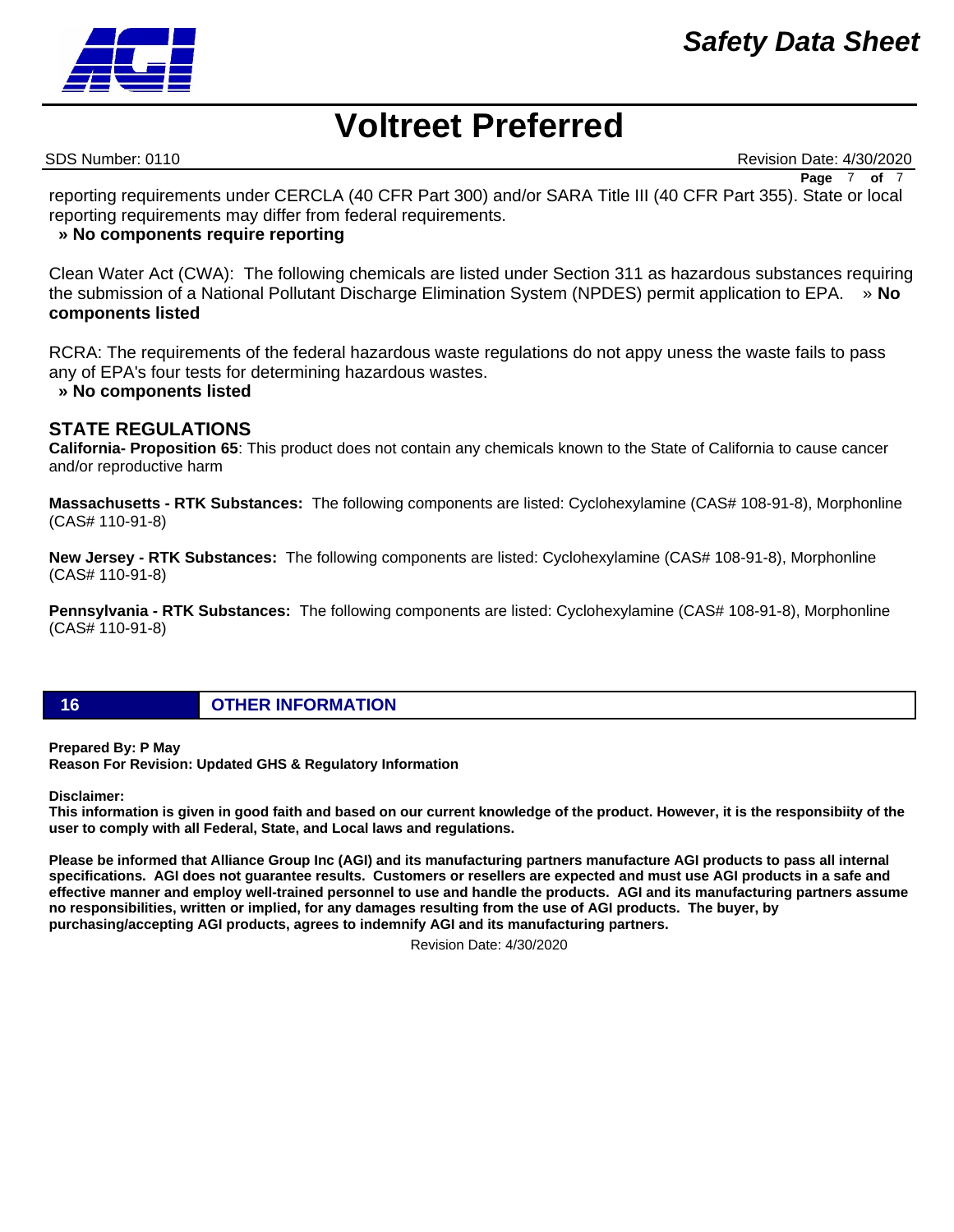reporting requirements under CERCLA (40 CFR Part 300) and/or SARA Title III (40 CFR Part 355). State or local reporting requirements may differ from federal requirements.

**» No components require reporting**

Clean Water Act (CWA): The following chemicals are listed under Section 311 as hazardous substances requiring the submission of a National Pollutant Discharge Elimination System (NPDES) permit application to EPA. » **No components listed**

RCRA: The requirements of the federal hazardous waste regulations do not appy uness the waste fails to pass any of EPA's four tests for determining hazardous wastes.

**» No components listed**

## STATE REGULATIONS

**California- Proposition 65**: This product does not contain any chemicals known to the State of California to cause cancer and/or reproductive harm

**Massachusetts - RTK Substances:** The following components are listed: Cyclohexylamine (CAS# 108-91-8), Morphonline (CAS# 110-91-8)

**New Jersey - RTK Substances:** The following components are listed: Cyclohexylamine (CAS# 108-91-8), Morphonline (CAS# 110-91-8)

**Pennsylvania - RTK Substances:** The following components are listed: Cyclohexylamine (CAS# 108-91-8), Morphonline (CAS# 110-91-8)

## 16 OTHER INFORMATION

**Prepared By: P May**
**Reason For Revision: Updated GHS & Regulatory Information**

**Disclaimer:**
**This information is given in good faith and based on our current knowledge of the product. However, it is the responsibiity of the user to comply with all Federal, State, and Local laws and regulations.**

**Please be informed that Alliance Group Inc (AGI) and its manufacturing partners manufacture AGI products to pass all internal specifications. AGI does not guarantee results. Customers or resellers are expected and must use AGI products in a safe and effective manner and employ well-trained personnel to use and handle the products. AGI and its manufacturing partners assume no responsibilities, written or implied, for any damages resulting from the use of AGI products. The buyer, by purchasing/accepting AGI products, agrees to indemnify AGI and its manufacturing partners.**

Revision Date: 4/30/2020